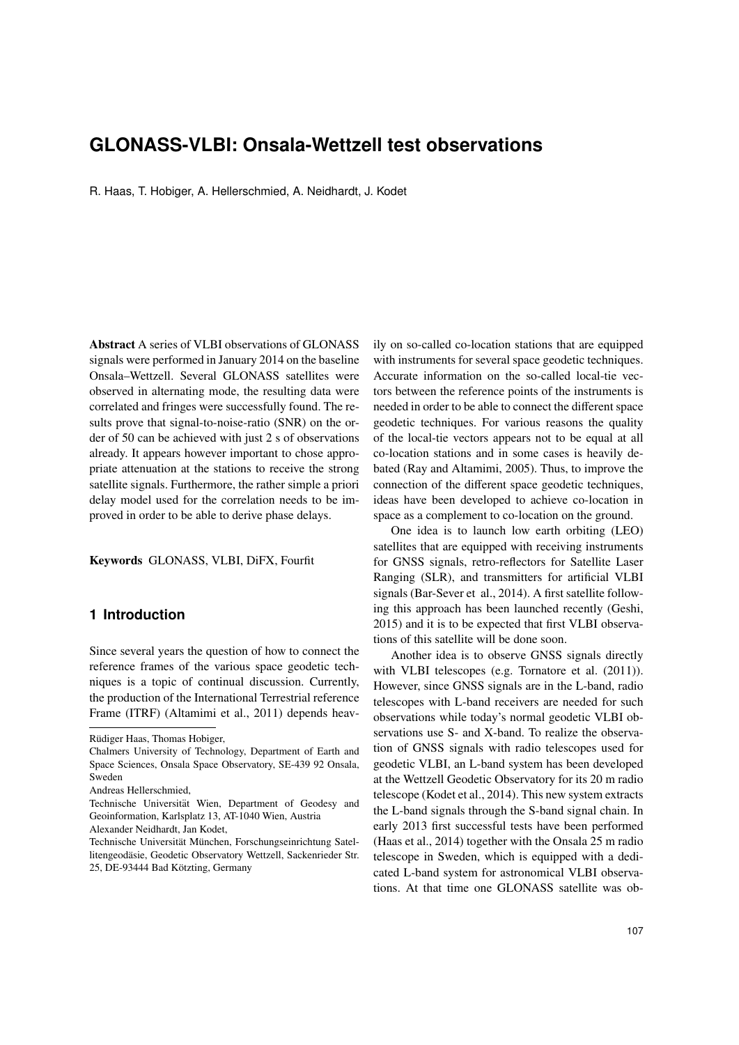# GLONASS-VLBI: Onsala-Wettzell test observations

R. Haas, T. Hobiger, A. Hellerschmied, A. Neidhardt, J. Kodet

**Abstract** A series of VLBI observations of GLONASS signals were performed in January 2014 on the baseline Onsala–Wettzell. Several GLONASS satellites were observed in alternating mode, the resulting data were correlated and fringes were successfully found. The results prove that signal-to-noise-ratio (SNR) on the order of 50 can be achieved with just 2 s of observations already. It appears however important to chose appropriate attenuation at the stations to receive the strong satellite signals. Furthermore, the rather simple a priori delay model used for the correlation needs to be improved in order to be able to derive phase delays.

**Keywords** GLONASS, VLBI, DiFX, Fourfit

## 1 Introduction

Since several years the question of how to connect the reference frames of the various space geodetic techniques is a topic of continual discussion. Currently, the production of the International Terrestrial reference Frame (ITRF) (Altamimi et al., 2011) depends heavily on so-called co-location stations that are equipped with instruments for several space geodetic techniques. Accurate information on the so-called local-tie vectors between the reference points of the instruments is needed in order to be able to connect the different space geodetic techniques. For various reasons the quality of the local-tie vectors appears not to be equal at all co-location stations and in some cases is heavily debated (Ray and Altamimi, 2005). Thus, to improve the connection of the different space geodetic techniques, ideas have been developed to achieve co-location in space as a complement to co-location on the ground.

One idea is to launch low earth orbiting (LEO) satellites that are equipped with receiving instruments for GNSS signals, retro-reflectors for Satellite Laser Ranging (SLR), and transmitters for artificial VLBI signals (Bar-Sever et al., 2014). A first satellite following this approach has been launched recently (Geshi, 2015) and it is to be expected that first VLBI observations of this satellite will be done soon.

Another idea is to observe GNSS signals directly with VLBI telescopes (e.g. Tornatore et al. (2011)). However, since GNSS signals are in the L-band, radio telescopes with L-band receivers are needed for such observations while today's normal geodetic VLBI observations use S- and X-band. To realize the observation of GNSS signals with radio telescopes used for geodetic VLBI, an L-band system has been developed at the Wettzell Geodetic Observatory for its 20 m radio telescope (Kodet et al., 2014). This new system extracts the L-band signals through the S-band signal chain. In early 2013 first successful tests have been performed (Haas et al., 2014) together with the Onsala 25 m radio telescope in Sweden, which is equipped with a dedicated L-band system for astronomical VLBI observations. At that time one GLONASS satellite was ob-

---

Rüdiger Haas, Thomas Hobiger,
Chalmers University of Technology, Department of Earth and Space Sciences, Onsala Space Observatory, SE-439 92 Onsala, Sweden

Andreas Hellerschmied,
Technische Universität Wien, Department of Geodesy and Geoinformation, Karlsplatz 13, AT-1040 Wien, Austria

Alexander Neidhardt, Jan Kodet,
Technische Universität München, Forschungseinrichtung Satellitengeodäsie, Geodetic Observatory Wettzell, Sackenrieder Str. 25, DE-93444 Bad Kötzting, Germany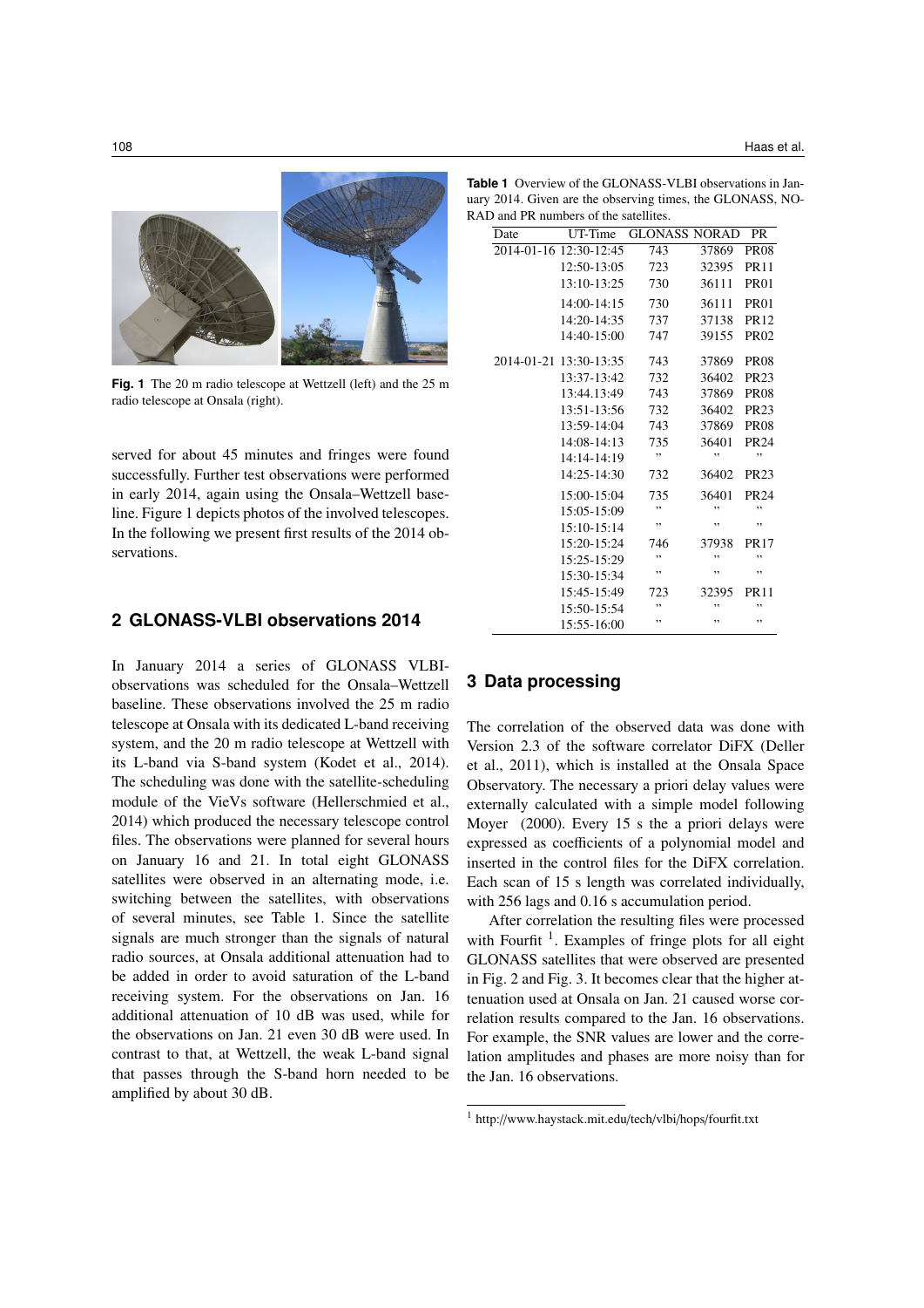Fig. 1 The 20 m radio telescope at Wettzell (left) and the 25 m radio telescope at Onsala (right).

served for about 45 minutes and fringes were found successfully. Further test observations were performed in early 2014, again using the Onsala–Wettzell baseline. Figure 1 depicts photos of the involved telescopes. In the following we present first results of the 2014 observations.

## 2 GLONASS-VLBI observations 2014

In January 2014 a series of GLONASS VLBI-observations was scheduled for the Onsala–Wettzell baseline. These observations involved the 25 m radio telescope at Onsala with its dedicated L-band receiving system, and the 20 m radio telescope at Wettzell with its L-band via S-band system (Kodet et al., 2014). The scheduling was done with the satellite-scheduling module of the VieVs software (Hellerschmied et al., 2014) which produced the necessary telescope control files. The observations were planned for several hours on January 16 and 21. In total eight GLONASS satellites were observed in an alternating mode, i.e. switching between the satellites, with observations of several minutes, see Table 1. Since the satellite signals are much stronger than the signals of natural radio sources, at Onsala additional attenuation had to be added in order to avoid saturation of the L-band receiving system. For the observations on Jan. 16 additional attenuation of 10 dB was used, while for the observations on Jan. 21 even 30 dB were used. In contrast to that, at Wettzell, the weak L-band signal that passes through the S-band horn needed to be amplified by about 30 dB.

**Table 1** Overview of the GLONASS-VLBI observations in January 2014. Given are the observing times, the GLONASS, NORAD and PR numbers of the satellites.

| Date | UT-Time | GLONASS | NORAD | PR |
|---|---|---|---|---|
| 2014-01-16 | 12:30-12:45 | 743 | 37869 | PR08 |
| | 12:50-13:05 | 723 | 32395 | PR11 |
| | 13:10-13:25 | 730 | 36111 | PR01 |
| | 14:00-14:15 | 730 | 36111 | PR01 |
| | 14:20-14:35 | 737 | 37138 | PR12 |
| | 14:40-15:00 | 747 | 39155 | PR02 |
| 2014-01-21 | 13:30-13:35 | 743 | 37869 | PR08 |
| | 13:37-13:42 | 732 | 36402 | PR23 |
| | 13:44.13:49 | 743 | 37869 | PR08 |
| | 13:51-13:56 | 732 | 36402 | PR23 |
| | 13:59-14:04 | 743 | 37869 | PR08 |
| | 14:08-14:13 | 735 | 36401 | PR24 |
| | 14:14-14:19 | " | " | " |
| | 14:25-14:30 | 732 | 36402 | PR23 |
| | 15:00-15:04 | 735 | 36401 | PR24 |
| | 15:05-15:09 | " | " | " |
| | 15:10-15:14 | " | " | " |
| | 15:20-15:24 | 746 | 37938 | PR17 |
| | 15:25-15:29 | " | " | " |
| | 15:30-15:34 | " | " | " |
| | 15:45-15:49 | 723 | 32395 | PR11 |
| | 15:50-15:54 | " | " | " |
| | 15:55-16:00 | " | " | " |

## 3 Data processing

The correlation of the observed data was done with Version 2.3 of the software correlator DiFX (Deller et al., 2011), which is installed at the Onsala Space Observatory. The necessary a priori delay values were externally calculated with a simple model following Moyer (2000). Every 15 s the a priori delays were expressed as coefficients of a polynomial model and inserted in the control files for the DiFX correlation. Each scan of 15 s length was correlated individually, with 256 lags and 0.16 s accumulation period.

After correlation the resulting files were processed with Fourfit [1]. Examples of fringe plots for all eight GLONASS satellites that were observed are presented in Fig. 2 and Fig. 3. It becomes clear that the higher attenuation used at Onsala on Jan. 21 caused worse correlation results compared to the Jan. 16 observations. For example, the SNR values are lower and the correlation amplitudes and phases are more noisy than for the Jan. 16 observations.

[1] http://www.haystack.mit.edu/tech/vlbi/hops/fourfit.txt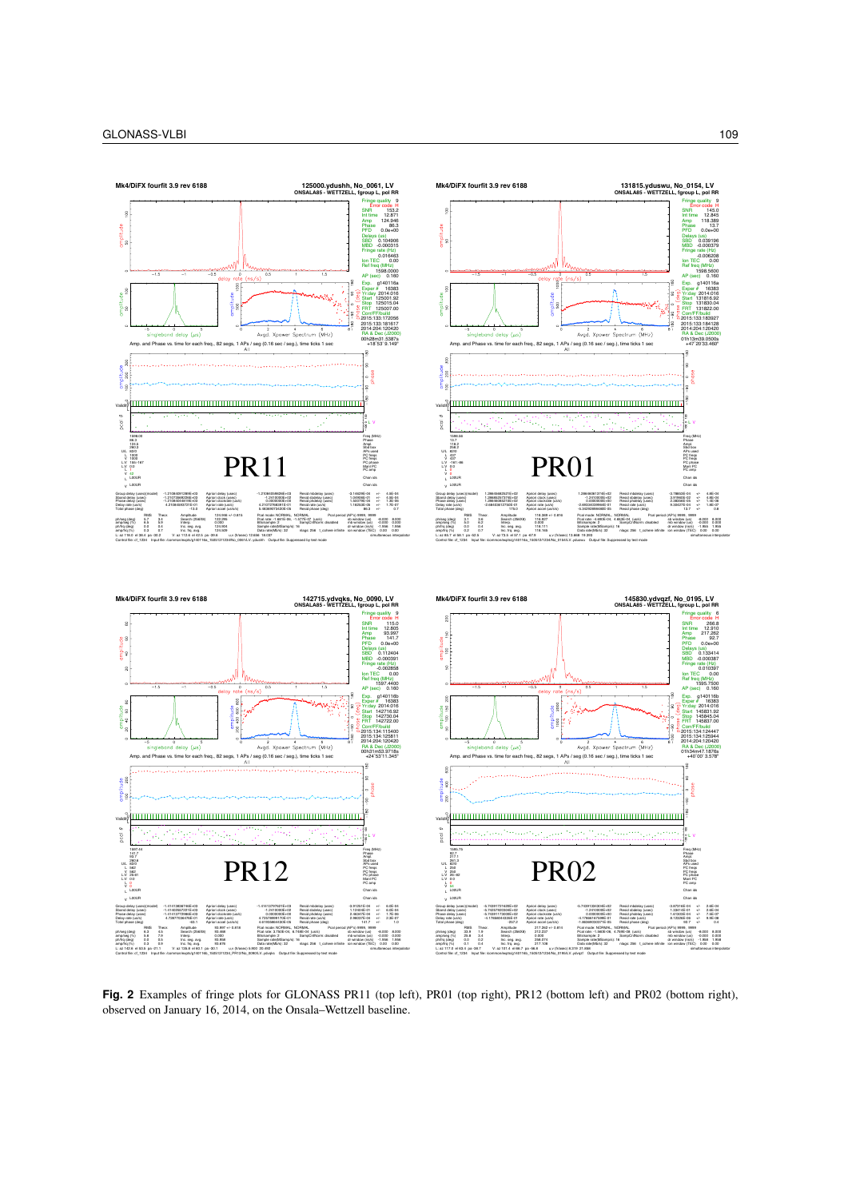**Fig. 2** Examples of fringe plots for GLONASS PR11 (top left), PR01 (top right), PR12 (bottom left) and PR02 (bottom right), observed on January 16, 2014, on the Onsala–Wettzell baseline.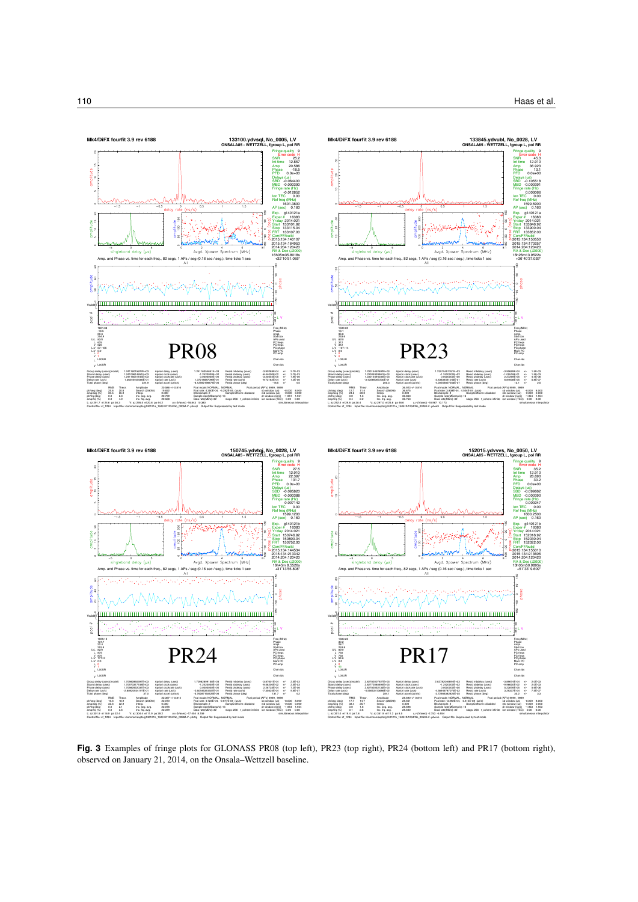**Fig. 3** Examples of fringe plots for GLONASS PR08 (top left), PR23 (top right), PR24 (bottom left) and PR17 (bottom right), observed on January 21, 2014, on the Onsala–Wettzell baseline.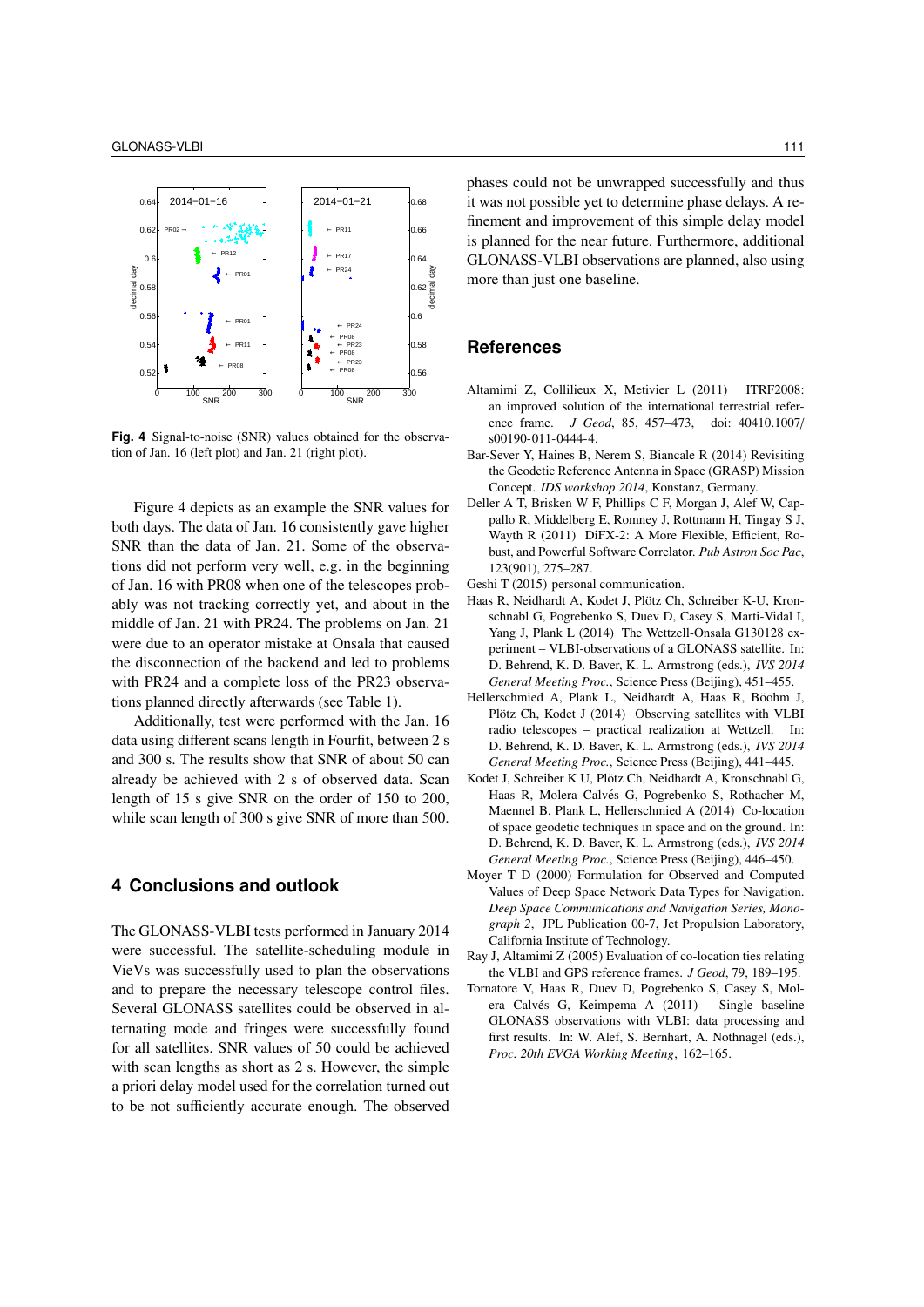2014–01–16

0.64
0.62
0.6
0.58
0.56
0.54
0.52

decimal day

PR02 →
← PR12
← PR01
← PR01
← PR11
← PR08

0 100 200 300
SNR

2014–01–21

0.68
0.66
0.64
0.62
0.6
0.58
0.56

decimal day

← PR11
← PR17
← PR24
← PR24
← PR08
← PR23
← PR08
← PR23
← PR08

0 100 200 300
SNR

**Fig. 4** Signal-to-noise (SNR) values obtained for the observation of Jan. 16 (left plot) and Jan. 21 (right plot).

Figure 4 depicts as an example the SNR values for both days. The data of Jan. 16 consistently gave higher SNR than the data of Jan. 21. Some of the observations did not perform very well, e.g. in the beginning of Jan. 16 with PR08 when one of the telescopes probably was not tracking correctly yet, and about in the middle of Jan. 21 with PR24. The problems on Jan. 21 were due to an operator mistake at Onsala that caused the disconnection of the backend and led to problems with PR24 and a complete loss of the PR23 observations planned directly afterwards (see Table 1).

Additionally, test were performed with the Jan. 16 data using different scans length in Fourfit, between 2 s and 300 s. The results show that SNR of about 50 can already be achieved with 2 s of observed data. Scan length of 15 s give SNR on the order of 150 to 200, while scan length of 300 s give SNR of more than 500.

## 4 Conclusions and outlook

The GLONASS-VLBI tests performed in January 2014 were successful. The satellite-scheduling module in VieVs was successfully used to plan the observations and to prepare the necessary telescope control files. Several GLONASS satellites could be observed in alternating mode and fringes were successfully found for all satellites. SNR values of 50 could be achieved with scan lengths as short as 2 s. However, the simple a priori delay model used for the correlation turned out to be not sufficiently accurate enough. The observed phases could not be unwrapped successfully and thus it was not possible yet to determine phase delays. A refinement and improvement of this simple delay model is planned for the near future. Furthermore, additional GLONASS-VLBI observations are planned, also using more than just one baseline.

## References

Altamimi Z, Collilieux X, Metivier L (2011) ITRF2008: an improved solution of the international terrestrial reference frame. *J Geod*, 85, 457–473, doi: 40410.1007/s00190-011-0444-4.

Bar-Sever Y, Haines B, Nerem S, Biancale R (2014) Revisiting the Geodetic Reference Antenna in Space (GRASP) Mission Concept. *IDS workshop 2014*, Konstanz, Germany.

Deller A T, Brisken W F, Phillips C F, Morgan J, Alef W, Cappallo R, Middelberg E, Romney J, Rottmann H, Tingay S J, Wayth R (2011) DiFX-2: A More Flexible, Efficient, Robust, and Powerful Software Correlator. *Pub Astron Soc Pac*, 123(901), 275–287.

Geshi T (2015) personal communication.

Haas R, Neidhardt A, Kodet J, Plötz Ch, Schreiber K-U, Kronschnabl G, Pogrebenko S, Duev D, Casey S, Marti-Vidal I, Yang J, Plank L (2014) The Wettzell-Onsala G130128 experiment – VLBI-observations of a GLONASS satellite. In: D. Behrend, K. D. Baver, K. L. Armstrong (eds.), *IVS 2014 General Meeting Proc.*, Science Press (Beijing), 451–455.

Hellerschmied A, Plank L, Neidhardt A, Haas R, Böohm J, Plötz Ch, Kodet J (2014) Observing satellites with VLBI radio telescopes – practical realization at Wettzell. In: D. Behrend, K. D. Baver, K. L. Armstrong (eds.), *IVS 2014 General Meeting Proc.*, Science Press (Beijing), 441–445.

Kodet J, Schreiber K U, Plötz Ch, Neidhardt A, Kronschnabl G, Haas R, Molera Calvés G, Pogrebenko S, Rothacher M, Maennel B, Plank L, Hellerschmied A (2014) Co-location of space geodetic techniques in space and on the ground. In: D. Behrend, K. D. Baver, K. L. Armstrong (eds.), *IVS 2014 General Meeting Proc.*, Science Press (Beijing), 446–450.

Moyer T D (2000) Formulation for Observed and Computed Values of Deep Space Network Data Types for Navigation. *Deep Space Communications and Navigation Series, Monograph 2*, JPL Publication 00-7, Jet Propulsion Laboratory, California Institute of Technology.

Ray J, Altamimi Z (2005) Evaluation of co-location ties relating the VLBI and GPS reference frames. *J Geod*, 79, 189–195.

Tornatore V, Haas R, Duev D, Pogrebenko S, Casey S, Molera Calvés G, Keimpema A (2011) Single baseline GLONASS observations with VLBI: data processing and first results. In: W. Alef, S. Bernhart, A. Nothnagel (eds.), *Proc. 20th EVGA Working Meeting*, 162–165.